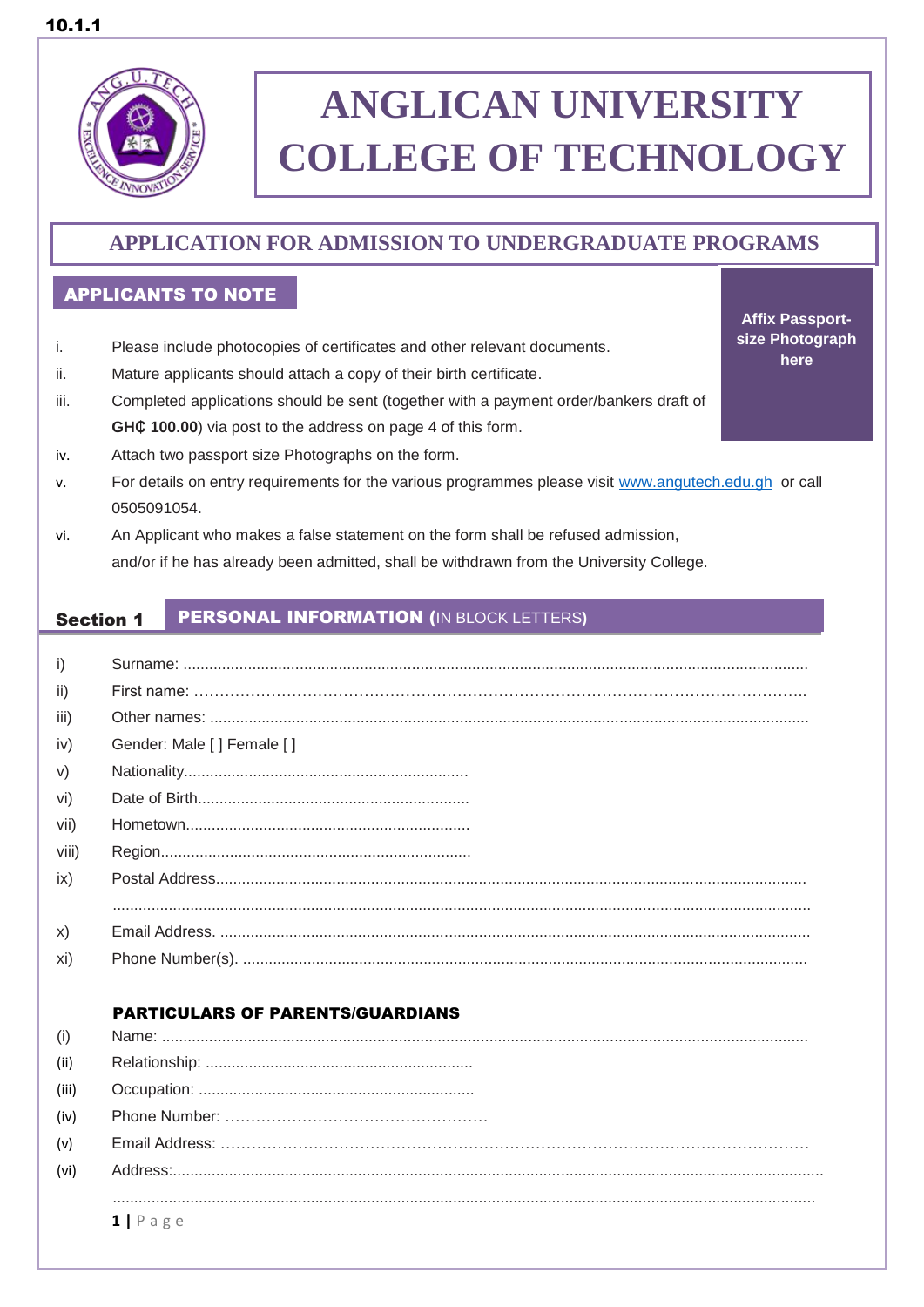10.1.1

# ANGLICAN UNIVERSITY COLLEGE OF TECHNOLOGY

## APPLICATION FOR ADMISSION TO UNDERGRADUATE PROGRAMS

### APPLICANTS TO NOTE

**Affix Passport-size Photograph here**

i. Please include photocopies of certificates and other relevant documents.

ii. Mature applicants should attach a copy of their birth certificate.

iii. Completed applications should be sent (together with a payment order/bankers draft of **GH₵ 100.00**) via post to the address on page 4 of this form.

iv. Attach two passport size Photographs on the form.

v. For details on entry requirements for the various programmes please visit www.angutech.edu.gh or call 0505091054.

vi. An Applicant who makes a false statement on the form shall be refused admission, and/or if he has already been admitted, shall be withdrawn from the University College.

### Section 1 PERSONAL INFORMATION (IN BLOCK LETTERS)

i) Surname: ............................................................................................................................................

ii) First name: ………………………………………………………………………………………………………..

iii) Other names: .......................................................................................................................................

iv) Gender: Male [ ] Female [ ]

v) Nationality.................................................................

vi) Date of Birth.............................................................

vii) Hometown.................................................................

viii) Region.......................................................................

ix) Postal Address......................................................................................................................................

..............................................................................................................................................................

x) Email Address. ......................................................................................................................................

xi) Phone Number(s). .................................................................................................................................

**PARTICULARS OF PARENTS/GUARDIANS**

(i) Name: ...................................................................................................................................................

(ii) Relationship: .............................................................

(iii) Occupation: ...............................................................

(iv) Phone Number: ……………………………………………

(v) Email Address: ………………………………………………………………………………………………

(vi) Address:.................................................................................................................................................

...............................................................................................................................................................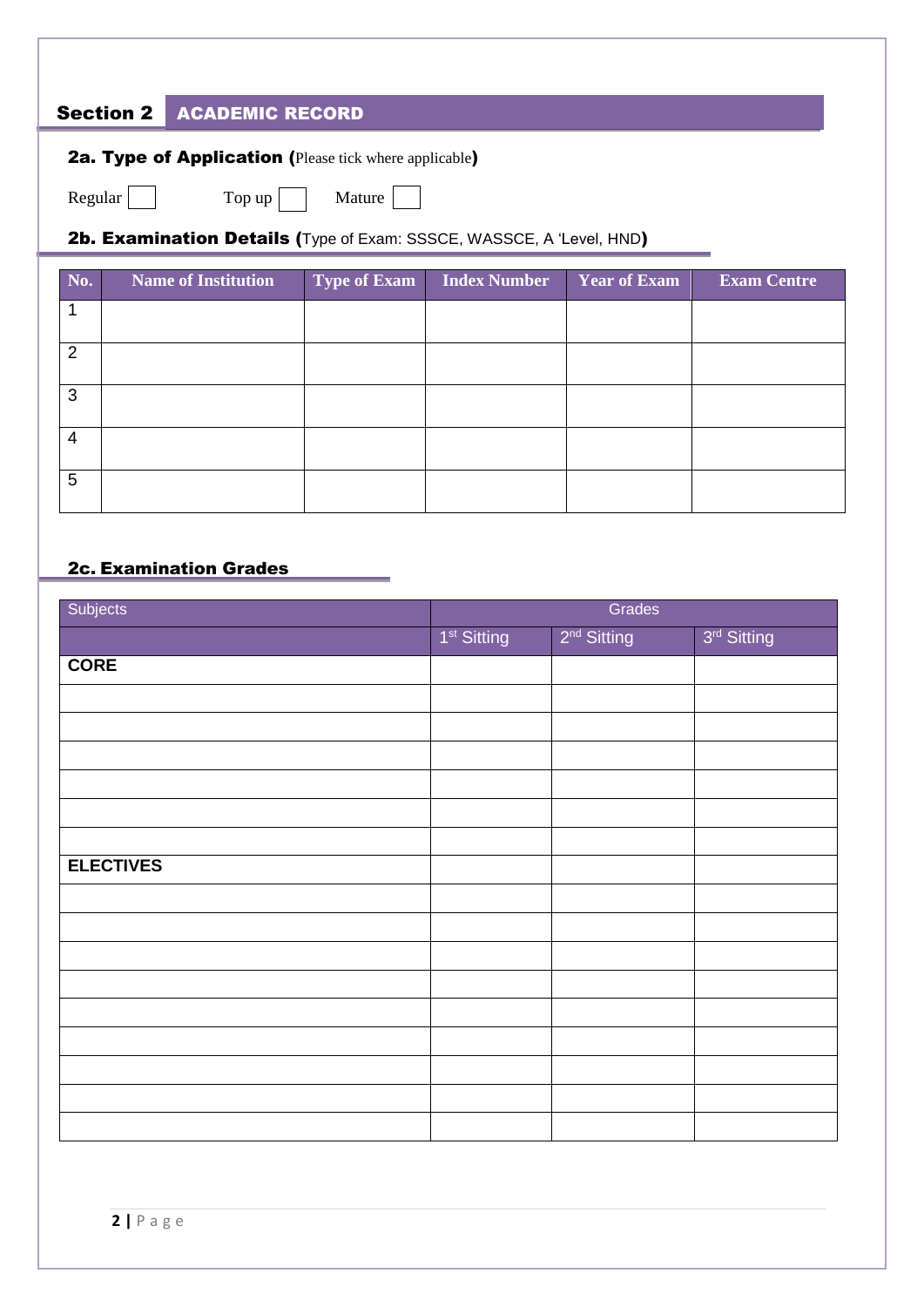## Section 2 ACADEMIC RECORD

### 2a. Type of Application (Please tick where applicable)

Regular ☐ Top up ☐ Mature ☐

### 2b. Examination Details (Type of Exam: SSSCE, WASSCE, A 'Level, HND)

| No. | Name of Institution | Type of Exam | Index Number | Year of Exam | Exam Centre |
|---|---|---|---|---|---|
| 1 | | | | | |
| 2 | | | | | |
| 3 | | | | | |
| 4 | | | | | |
| 5 | | | | | |

### 2c. Examination Grades

| Subjects | Grades | | |
|---|---|---|---|
| | 1st Sitting | 2nd Sitting | 3rd Sitting |
| **CORE** | | | |
| | | | |
| | | | |
| | | | |
| | | | |
| | | | |
| | | | |
| **ELECTIVES** | | | |
| | | | |
| | | | |
| | | | |
| | | | |
| | | | |
| | | | |
| | | | |
| | | | |
| | | | |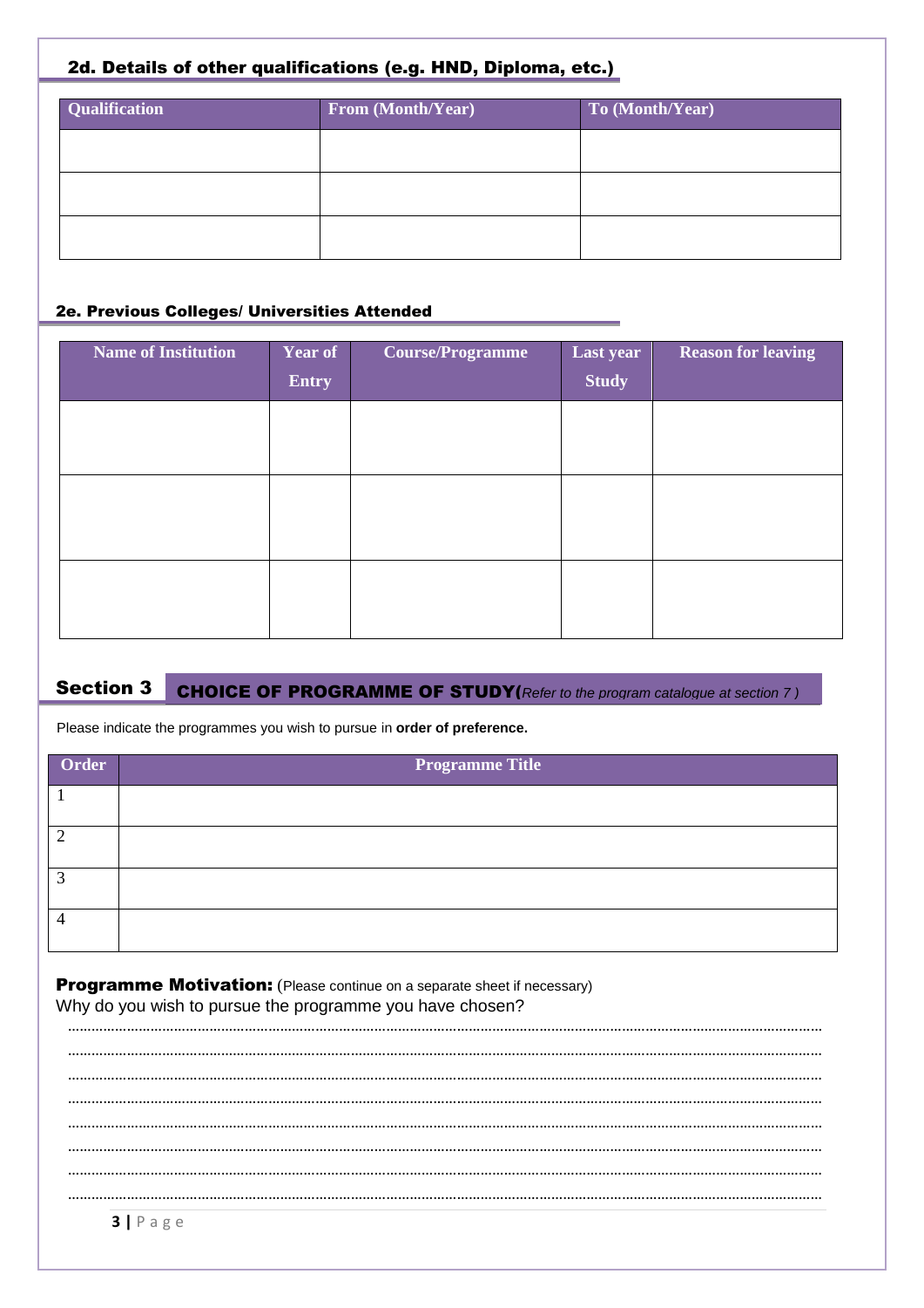### 2d. Details of other qualifications (e.g. HND, Diploma, etc.)

| Qualification | From (Month/Year) | To (Month/Year) |
|---|---|---|
| | | |
| | | |
| | | |

### 2e. Previous Colleges/ Universities Attended

| Name of Institution | Year of Entry | Course/Programme | Last year Study | Reason for leaving |
|---|---|---|---|---|
| | | | | |
| | | | | |
| | | | | |

## Section 3 CHOICE OF PROGRAMME OF STUDY(*Refer to the program catalogue at section 7 )*

Please indicate the programmes you wish to pursue in **order of preference.**

| Order | Programme Title |
|---|---|
| 1 | |
| 2 | |
| 3 | |
| 4 | |

**Programme Motivation:** (Please continue on a separate sheet if necessary)

Why do you wish to pursue the programme you have chosen?

……………………………………………………………………………………………………………………………………

……………………………………………………………………………………………………………………………………

……………………………………………………………………………………………………………………………………

……………………………………………………………………………………………………………………………………

……………………………………………………………………………………………………………………………………

……………………………………………………………………………………………………………………………………

……………………………………………………………………………………………………………………………………

……………………………………………………………………………………………………………………………………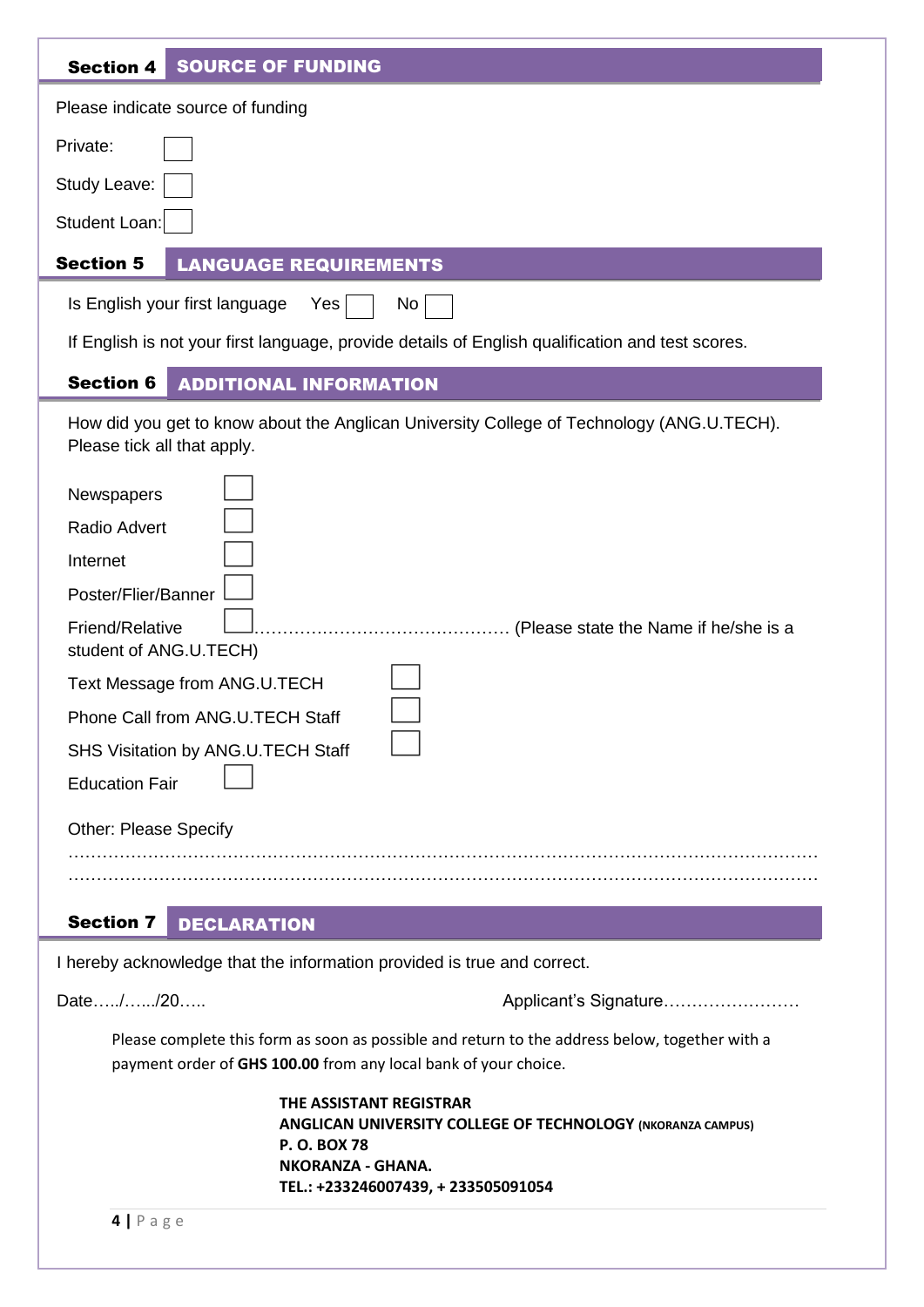## Section 4 SOURCE OF FUNDING

Please indicate source of funding

Private: ☐

Study Leave: ☐

Student Loan: ☐

## Section 5 LANGUAGE REQUIREMENTS

Is English your first language Yes ☐ No ☐

If English is not your first language, provide details of English qualification and test scores.

## Section 6 ADDITIONAL INFORMATION

How did you get to know about the Anglican University College of Technology (ANG.U.TECH). Please tick all that apply.

Newspapers ☐

Radio Advert ☐

Internet ☐

Poster/Flier/Banner ☐

Friend/Relative ☐……………………………………… (Please state the Name if he/she is a student of ANG.U.TECH)

Text Message from ANG.U.TECH ☐

Phone Call from ANG.U.TECH Staff ☐

SHS Visitation by ANG.U.TECH Staff ☐

Education Fair ☐

Other: Please Specify

……………………………………………………………………………………………………………………

……………………………………………………………………………………………………………………

## Section 7 DECLARATION

I hereby acknowledge that the information provided is true and correct.

Date…../…../20….. Applicant's Signature……………………

Please complete this form as soon as possible and return to the address below, together with a payment order of **GHS 100.00** from any local bank of your choice.

**THE ASSISTANT REGISTRAR**
**ANGLICAN UNIVERSITY COLLEGE OF TECHNOLOGY (NKORANZA CAMPUS)**
**P. O. BOX 78**
**NKORANZA - GHANA.**
**TEL.: +233246007439, + 233505091054**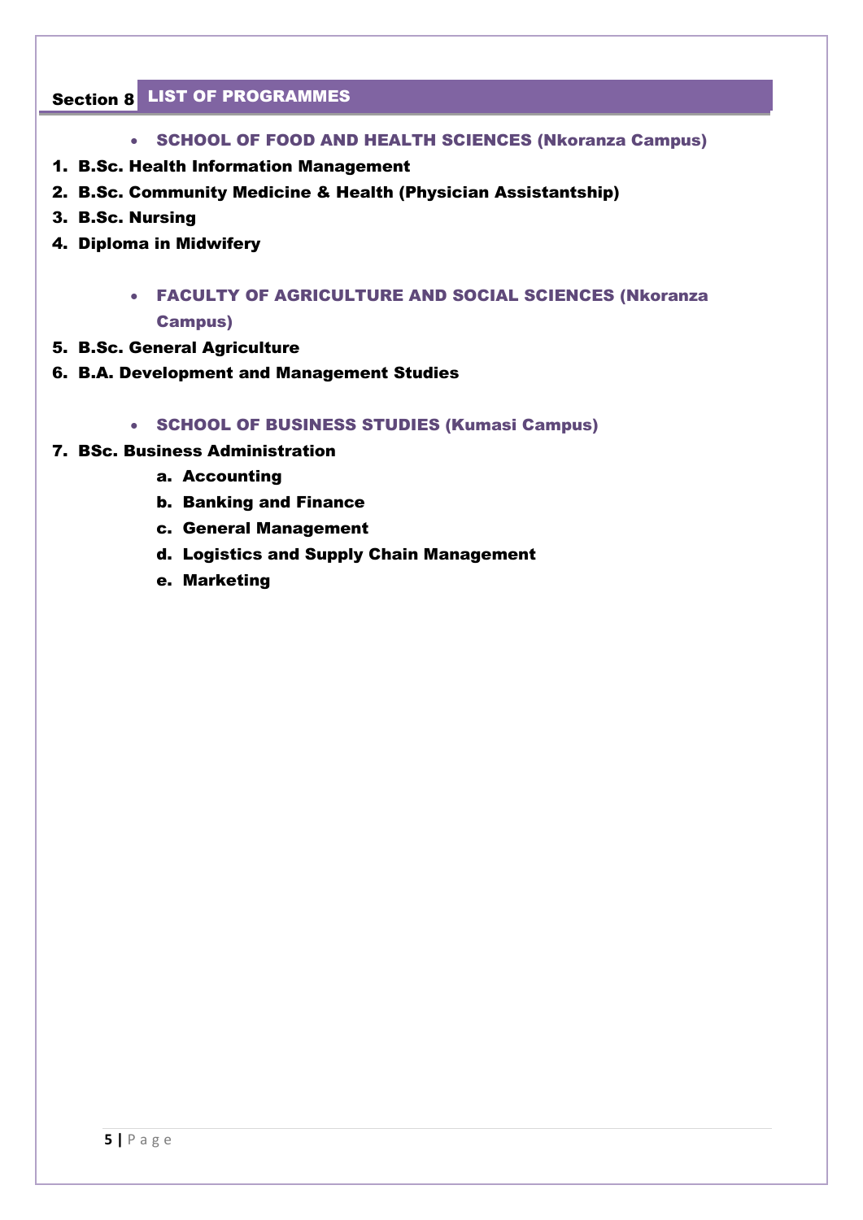## Section 8 LIST OF PROGRAMMES

- **SCHOOL OF FOOD AND HEALTH SCIENCES (Nkoranza Campus)**

1. **B.Sc. Health Information Management**
2. **B.Sc. Community Medicine & Health (Physician Assistantship)**
3. **B.Sc. Nursing**
4. **Diploma in Midwifery**

- **FACULTY OF AGRICULTURE AND SOCIAL SCIENCES (Nkoranza Campus)**

5. **B.Sc. General Agriculture**
6. **B.A. Development and Management Studies**

- **SCHOOL OF BUSINESS STUDIES (Kumasi Campus)**

7. **BSc. Business Administration**
   a. **Accounting**
   b. **Banking and Finance**
   c. **General Management**
   d. **Logistics and Supply Chain Management**
   e. **Marketing**